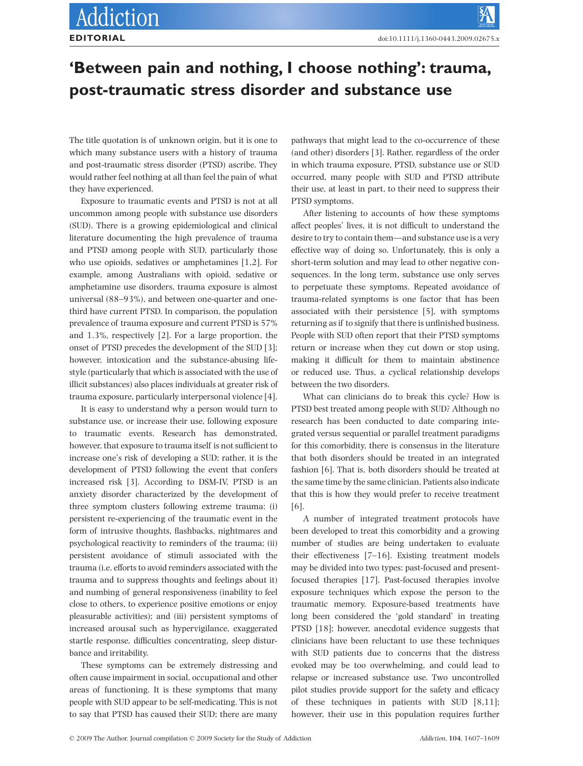**EDITORIAL**

# 'Between pain and nothing, I choose nothing': trauma, post-traumatic stress disorder and substance use

The title quotation is of unknown origin, but it is one to which many substance users with a history of trauma and post-traumatic stress disorder (PTSD) ascribe. They would rather feel nothing at all than feel the pain of what they have experienced.

Exposure to traumatic events and PTSD is not at all uncommon among people with substance use disorders (SUD). There is a growing epidemiological and clinical literature documenting the high prevalence of trauma and PTSD among people with SUD, particularly those who use opioids, sedatives or amphetamines [1,2]. For example, among Australians with opioid, sedative or amphetamine use disorders, trauma exposure is almost universal (88–93%), and between one-quarter and one-third have current PTSD. In comparison, the population prevalence of trauma exposure and current PTSD is 57% and 1.3%, respectively [2]. For a large proportion, the onset of PTSD precedes the development of the SUD [3]; however, intoxication and the substance-abusing lifestyle (particularly that which is associated with the use of illicit substances) also places individuals at greater risk of trauma exposure, particularly interpersonal violence [4].

It is easy to understand why a person would turn to substance use, or increase their use, following exposure to traumatic events. Research has demonstrated, however, that exposure to trauma itself is not sufficient to increase one's risk of developing a SUD; rather, it is the development of PTSD following the event that confers increased risk [3]. According to DSM-IV, PTSD is an anxiety disorder characterized by the development of three symptom clusters following extreme trauma: (i) persistent re-experiencing of the traumatic event in the form of intrusive thoughts, flashbacks, nightmares and psychological reactivity to reminders of the trauma; (ii) persistent avoidance of stimuli associated with the trauma (i.e. efforts to avoid reminders associated with the trauma and to suppress thoughts and feelings about it) and numbing of general responsiveness (inability to feel close to others, to experience positive emotions or enjoy pleasurable activities); and (iii) persistent symptoms of increased arousal such as hypervigilance, exaggerated startle response, difficulties concentrating, sleep disturbance and irritability.

These symptoms can be extremely distressing and often cause impairment in social, occupational and other areas of functioning. It is these symptoms that many people with SUD appear to be self-medicating. This is not to say that PTSD has caused their SUD; there are many pathways that might lead to the co-occurrence of these (and other) disorders [3]. Rather, regardless of the order in which trauma exposure, PTSD, substance use or SUD occurred, many people with SUD and PTSD attribute their use, at least in part, to their need to suppress their PTSD symptoms.

After listening to accounts of how these symptoms affect peoples' lives, it is not difficult to understand the desire to try to contain them—and substance use is a very effective way of doing so. Unfortunately, this is only a short-term solution and may lead to other negative consequences. In the long term, substance use only serves to perpetuate these symptoms. Repeated avoidance of trauma-related symptoms is one factor that has been associated with their persistence [5], with symptoms returning as if to signify that there is unfinished business. People with SUD often report that their PTSD symptoms return or increase when they cut down or stop using, making it difficult for them to maintain abstinence or reduced use. Thus, a cyclical relationship develops between the two disorders.

What can clinicians do to break this cycle? How is PTSD best treated among people with SUD? Although no research has been conducted to date comparing integrated versus sequential or parallel treatment paradigms for this comorbidity, there is consensus in the literature that both disorders should be treated in an integrated fashion [6]. That is, both disorders should be treated at the same time by the same clinician. Patients also indicate that this is how they would prefer to receive treatment [6].

A number of integrated treatment protocols have been developed to treat this comorbidity and a growing number of studies are being undertaken to evaluate their effectiveness [7–16]. Existing treatment models may be divided into two types: past-focused and present-focused therapies [17]. Past-focused therapies involve exposure techniques which expose the person to the traumatic memory. Exposure-based treatments have long been considered the 'gold standard' in treating PTSD [18]; however, anecdotal evidence suggests that clinicians have been reluctant to use these techniques with SUD patients due to concerns that the distress evoked may be too overwhelming, and could lead to relapse or increased substance use. Two uncontrolled pilot studies provide support for the safety and efficacy of these techniques in patients with SUD [8,11]; however, their use in this population requires further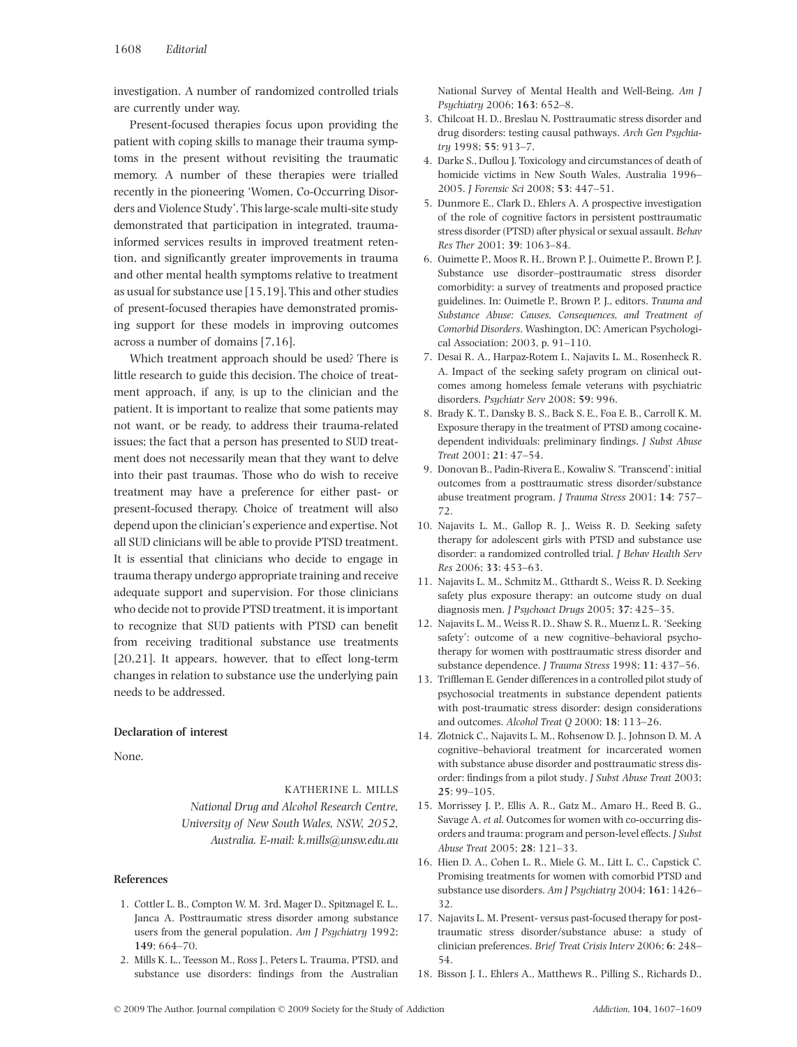investigation. A number of randomized controlled trials are currently under way.

Present-focused therapies focus upon providing the patient with coping skills to manage their trauma symptoms in the present without revisiting the traumatic memory. A number of these therapies were trialled recently in the pioneering 'Women, Co-Occurring Disorders and Violence Study'. This large-scale multi-site study demonstrated that participation in integrated, trauma-informed services results in improved treatment retention, and significantly greater improvements in trauma and other mental health symptoms relative to treatment as usual for substance use [15,19]. This and other studies of present-focused therapies have demonstrated promising support for these models in improving outcomes across a number of domains [7,16].

Which treatment approach should be used? There is little research to guide this decision. The choice of treatment approach, if any, is up to the clinician and the patient. It is important to realize that some patients may not want, or be ready, to address their trauma-related issues; the fact that a person has presented to SUD treatment does not necessarily mean that they want to delve into their past traumas. Those who do wish to receive treatment may have a preference for either past- or present-focused therapy. Choice of treatment will also depend upon the clinician's experience and expertise. Not all SUD clinicians will be able to provide PTSD treatment. It is essential that clinicians who decide to engage in trauma therapy undergo appropriate training and receive adequate support and supervision. For those clinicians who decide not to provide PTSD treatment, it is important to recognize that SUD patients with PTSD can benefit from receiving traditional substance use treatments [20,21]. It appears, however, that to effect long-term changes in relation to substance use the underlying pain needs to be addressed.

### Declaration of interest

None.

KATHERINE L. MILLS

*National Drug and Alcohol Research Centre, University of New South Wales, NSW, 2052, Australia. E-mail: k.mills@unsw.edu.au*

### References

1. Cottler L. B., Compton W. M. 3rd, Mager D., Spitznagel E. L., Janca A. Posttraumatic stress disorder among substance users from the general population. *Am J Psychiatry* 1992; **149**: 664–70.
2. Mills K. L., Teesson M., Ross J., Peters L. Trauma, PTSD, and substance use disorders: findings from the Australian National Survey of Mental Health and Well-Being. *Am J Psychiatry* 2006; **163**: 652–8.
3. Chilcoat H. D., Breslau N. Posttraumatic stress disorder and drug disorders: testing causal pathways. *Arch Gen Psychiatry* 1998; **55**: 913–7.
4. Darke S., Duflou J. Toxicology and circumstances of death of homicide victims in New South Wales, Australia 1996–2005. *J Forensic Sci* 2008; **53**: 447–51.
5. Dunmore E., Clark D., Ehlers A. A prospective investigation of the role of cognitive factors in persistent posttraumatic stress disorder (PTSD) after physical or sexual assault. *Behav Res Ther* 2001; **39**: 1063–84.
6. Ouimette P., Moos R. H., Brown P. J., Ouimette P., Brown P. J. Substance use disorder–posttraumatic stress disorder comorbidity: a survey of treatments and proposed practice guidelines. In: Ouimetle P., Brown P. J., editors. *Trauma and Substance Abuse: Causes, Consequences, and Treatment of Comorbid Disorders*. Washington, DC: American Psychological Association; 2003, p. 91–110.
7. Desai R. A., Harpaz-Rotem I., Najavits L. M., Rosenheck R. A. Impact of the seeking safety program on clinical outcomes among homeless female veterans with psychiatric disorders. *Psychiatr Serv* 2008; **59**: 996.
8. Brady K. T., Dansky B. S., Back S. E., Foa E. B., Carroll K. M. Exposure therapy in the treatment of PTSD among cocaine-dependent individuals: preliminary findings. *J Subst Abuse Treat* 2001; **21**: 47–54.
9. Donovan B., Padin-Rivera E., Kowaliw S. 'Transcend': initial outcomes from a posttraumatic stress disorder/substance abuse treatment program. *J Trauma Stress* 2001; **14**: 757–72.
10. Najavits L. M., Gallop R. J., Weiss R. D. Seeking safety therapy for adolescent girls with PTSD and substance use disorder: a randomized controlled trial. *J Behav Health Serv Res* 2006; **33**: 453–63.
11. Najavits L. M., Schmitz M., Gtthardt S., Weiss R. D. Seeking safety plus exposure therapy: an outcome study on dual diagnosis men. *J Psychoact Drugs* 2005; **37**: 425–35.
12. Najavits L. M., Weiss R. D., Shaw S. R., Muenz L. R. 'Seeking safety': outcome of a new cognitive–behavioral psychotherapy for women with posttraumatic stress disorder and substance dependence. *J Trauma Stress* 1998; **11**: 437–56.
13. Triffleman E. Gender differences in a controlled pilot study of psychosocial treatments in substance dependent patients with post-traumatic stress disorder: design considerations and outcomes. *Alcohol Treat Q* 2000; **18**: 113–26.
14. Zlotnick C., Najavits L. M., Rohsenow D. J., Johnson D. M. A cognitive–behavioral treatment for incarcerated women with substance abuse disorder and posttraumatic stress disorder: findings from a pilot study. *J Subst Abuse Treat* 2003; **25**: 99–105.
15. Morrissey J. P., Ellis A. R., Gatz M., Amaro H., Reed B. G., Savage A. *et al.* Outcomes for women with co-occurring disorders and trauma: program and person-level effects. *J Subst Abuse Treat* 2005; **28**: 121–33.
16. Hien D. A., Cohen L. R., Miele G. M., Litt L. C., Capstick C. Promising treatments for women with comorbid PTSD and substance use disorders. *Am J Psychiatry* 2004; **161**: 1426–32.
17. Najavits L. M. Present- versus past-focused therapy for posttraumatic stress disorder/substance abuse: a study of clinician preferences. *Brief Treat Crisis Interv* 2006; **6**: 248–54.
18. Bisson J. I., Ehlers A., Matthews R., Pilling S., Richards D.,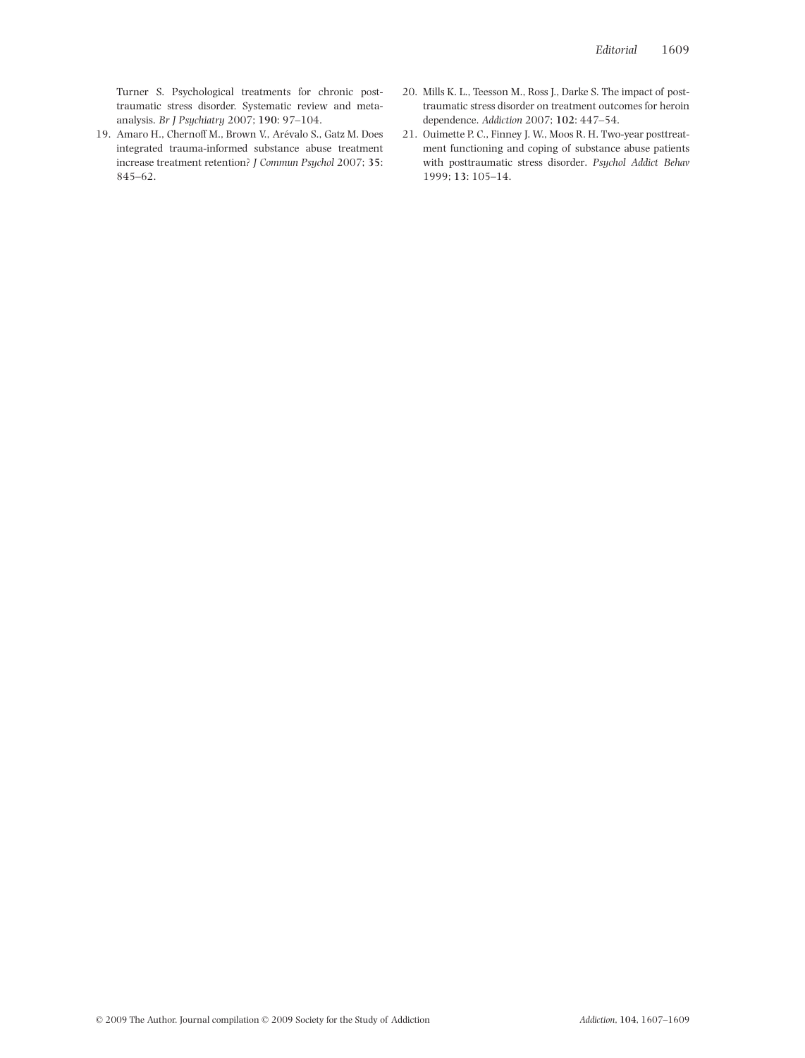Turner S. Psychological treatments for chronic post-traumatic stress disorder. Systematic review and meta-analysis. *Br J Psychiatry* 2007; **190**: 97–104.

19. Amaro H., Chernoff M., Brown V., Arévalo S., Gatz M. Does integrated trauma-informed substance abuse treatment increase treatment retention? *J Commun Psychol* 2007; **35**: 845–62.
20. Mills K. L., Teesson M., Ross J., Darke S. The impact of post-traumatic stress disorder on treatment outcomes for heroin dependence. *Addiction* 2007; **102**: 447–54.
21. Ouimette P. C., Finney J. W., Moos R. H. Two-year posttreatment functioning and coping of substance abuse patients with posttraumatic stress disorder. *Psychol Addict Behav* 1999; **13**: 105–14.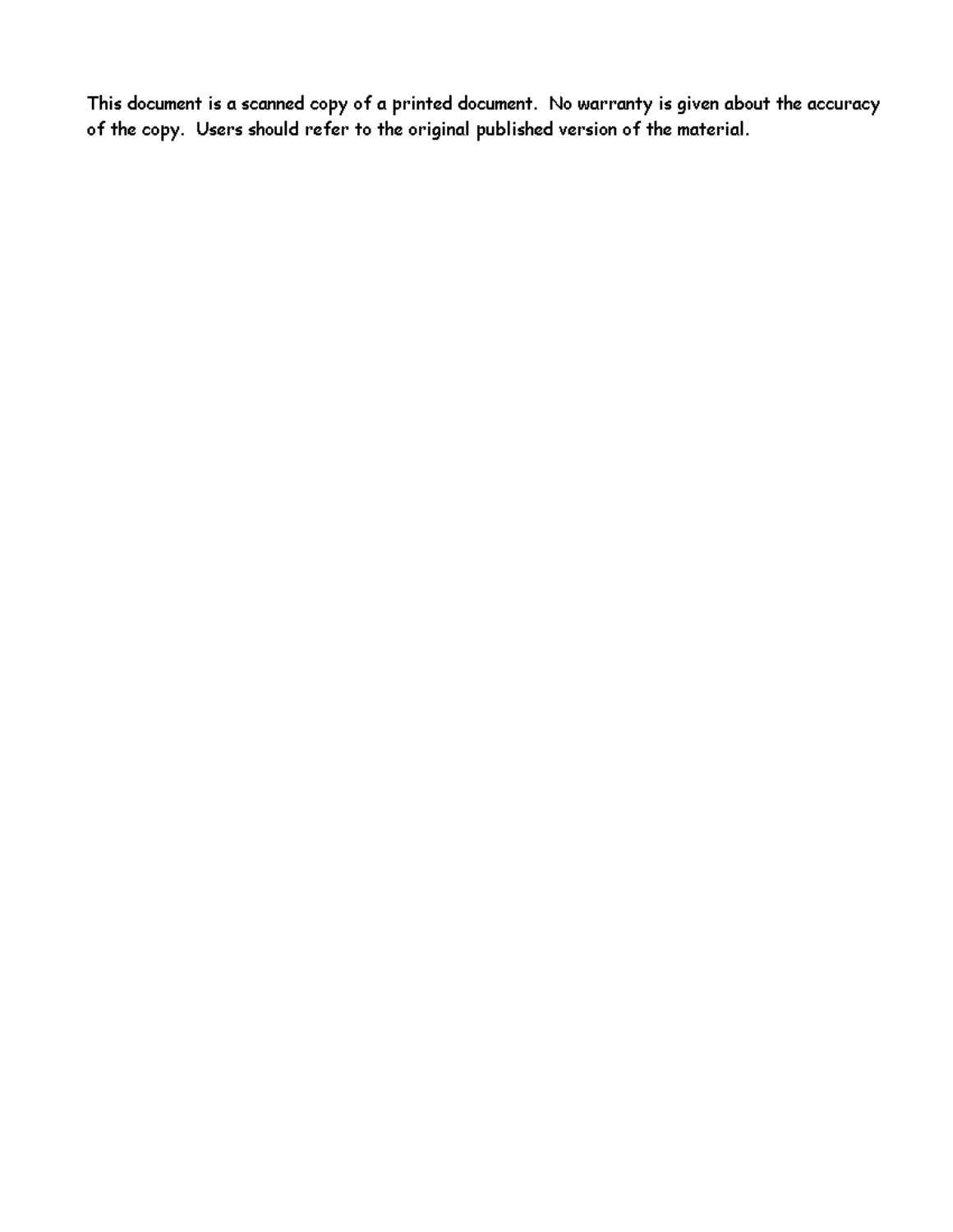This document is a scanned copy of a printed document. No warranty is given about the accuracy of the copy. Users should refer to the original published version of the material.